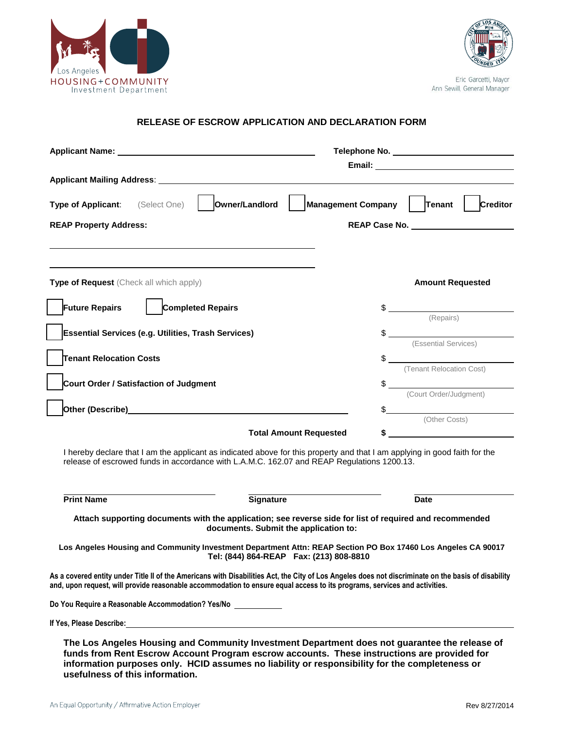Los Angeles HOUSING+COMMUNITY Investment Department

Eric Garcetti, Mayor
Ann Sewill, General Manager

## RELEASE OF ESCROW APPLICATION AND DECLARATION FORM

**Applicant Name:** ______________________________ **Telephone No.** ____________________

**Email:** ____________________

**Applicant Mailing Address:** ______________________________

**Type of Applicant:** (Select One) ☐ **Owner/Landlord** ☐ **Management Company** ☐ **Tenant** ☐ **Creditor**

**REAP Property Address:** ______________________________ **REAP Case No.** ____________________

______________________________

______________________________

**Type of Request** (Check all which apply) | **Amount Requested**

☐ **Future Repairs** ☐ **Completed Repairs** $ __________ (Repairs)

☐ **Essential Services (e.g. Utilities, Trash Services)** $ __________ (Essential Services)

☐ **Tenant Relocation Costs** $ __________ (Tenant Relocation Cost)

☐ **Court Order / Satisfaction of Judgment** $ __________ (Court Order/Judgment)

☐ **Other (Describe)** ______________________________ $ __________ (Other Costs)

**Total Amount Requested** **$** __________

I hereby declare that I am the applicant as indicated above for this property and that I am applying in good faith for the release of escrowed funds in accordance with L.A.M.C. 162.07 and REAP Regulations 1200.13.

| **Print Name** | **Signature** | **Date** |
|---|---|---|

**Attach supporting documents with the application; see reverse side for list of required and recommended documents. Submit the application to:**

**Los Angeles Housing and Community Investment Department Attn: REAP Section PO Box 17460 Los Angeles CA 90017**
**Tel: (844) 864-REAP Fax: (213) 808-8810**

**As a covered entity under Title II of the Americans with Disabilities Act, the City of Los Angeles does not discriminate on the basis of disability and, upon request, will provide reasonable accommodation to ensure equal access to its programs, services and activities.**

**Do You Require a Reasonable Accommodation? Yes/No** __________

**If Yes, Please Describe:** ______________________________

**The Los Angeles Housing and Community Investment Department does not guarantee the release of funds from Rent Escrow Account Program escrow accounts. These instructions are provided for information purposes only. HCID assumes no liability or responsibility for the completeness or usefulness of this information.**

An Equal Opportunity / Affirmative Action Employer

Rev 8/27/2014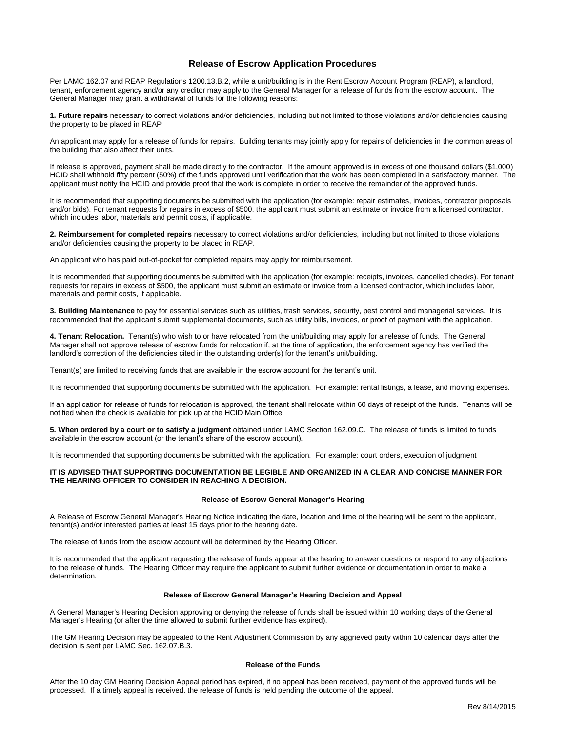# Release of Escrow Application Procedures

Per LAMC 162.07 and REAP Regulations 1200.13.B.2, while a unit/building is in the Rent Escrow Account Program (REAP), a landlord, tenant, enforcement agency and/or any creditor may apply to the General Manager for a release of funds from the escrow account. The General Manager may grant a withdrawal of funds for the following reasons:

**1. Future repairs** necessary to correct violations and/or deficiencies, including but not limited to those violations and/or deficiencies causing the property to be placed in REAP

An applicant may apply for a release of funds for repairs. Building tenants may jointly apply for repairs of deficiencies in the common areas of the building that also affect their units.

If release is approved, payment shall be made directly to the contractor. If the amount approved is in excess of one thousand dollars ($1,000) HCID shall withhold fifty percent (50%) of the funds approved until verification that the work has been completed in a satisfactory manner. The applicant must notify the HCID and provide proof that the work is complete in order to receive the remainder of the approved funds.

It is recommended that supporting documents be submitted with the application (for example: repair estimates, invoices, contractor proposals and/or bids). For tenant requests for repairs in excess of $500, the applicant must submit an estimate or invoice from a licensed contractor, which includes labor, materials and permit costs, if applicable.

**2. Reimbursement for completed repairs** necessary to correct violations and/or deficiencies, including but not limited to those violations and/or deficiencies causing the property to be placed in REAP.

An applicant who has paid out-of-pocket for completed repairs may apply for reimbursement.

It is recommended that supporting documents be submitted with the application (for example: receipts, invoices, cancelled checks). For tenant requests for repairs in excess of $500, the applicant must submit an estimate or invoice from a licensed contractor, which includes labor, materials and permit costs, if applicable.

**3. Building Maintenance** to pay for essential services such as utilities, trash services, security, pest control and managerial services. It is recommended that the applicant submit supplemental documents, such as utility bills, invoices, or proof of payment with the application.

**4. Tenant Relocation.** Tenant(s) who wish to or have relocated from the unit/building may apply for a release of funds. The General Manager shall not approve release of escrow funds for relocation if, at the time of application, the enforcement agency has verified the landlord's correction of the deficiencies cited in the outstanding order(s) for the tenant's unit/building.

Tenant(s) are limited to receiving funds that are available in the escrow account for the tenant's unit.

It is recommended that supporting documents be submitted with the application. For example: rental listings, a lease, and moving expenses.

If an application for release of funds for relocation is approved, the tenant shall relocate within 60 days of receipt of the funds. Tenants will be notified when the check is available for pick up at the HCID Main Office.

**5. When ordered by a court or to satisfy a judgment** obtained under LAMC Section 162.09.C. The release of funds is limited to funds available in the escrow account (or the tenant's share of the escrow account).

It is recommended that supporting documents be submitted with the application. For example: court orders, execution of judgment

**IT IS ADVISED THAT SUPPORTING DOCUMENTATION BE LEGIBLE AND ORGANIZED IN A CLEAR AND CONCISE MANNER FOR THE HEARING OFFICER TO CONSIDER IN REACHING A DECISION.**

### Release of Escrow General Manager's Hearing

A Release of Escrow General Manager's Hearing Notice indicating the date, location and time of the hearing will be sent to the applicant, tenant(s) and/or interested parties at least 15 days prior to the hearing date.

The release of funds from the escrow account will be determined by the Hearing Officer.

It is recommended that the applicant requesting the release of funds appear at the hearing to answer questions or respond to any objections to the release of funds. The Hearing Officer may require the applicant to submit further evidence or documentation in order to make a determination.

### Release of Escrow General Manager's Hearing Decision and Appeal

A General Manager's Hearing Decision approving or denying the release of funds shall be issued within 10 working days of the General Manager's Hearing (or after the time allowed to submit further evidence has expired).

The GM Hearing Decision may be appealed to the Rent Adjustment Commission by any aggrieved party within 10 calendar days after the decision is sent per LAMC Sec. 162.07.B.3.

### Release of the Funds

After the 10 day GM Hearing Decision Appeal period has expired, if no appeal has been received, payment of the approved funds will be processed. If a timely appeal is received, the release of funds is held pending the outcome of the appeal.

Rev 8/14/2015